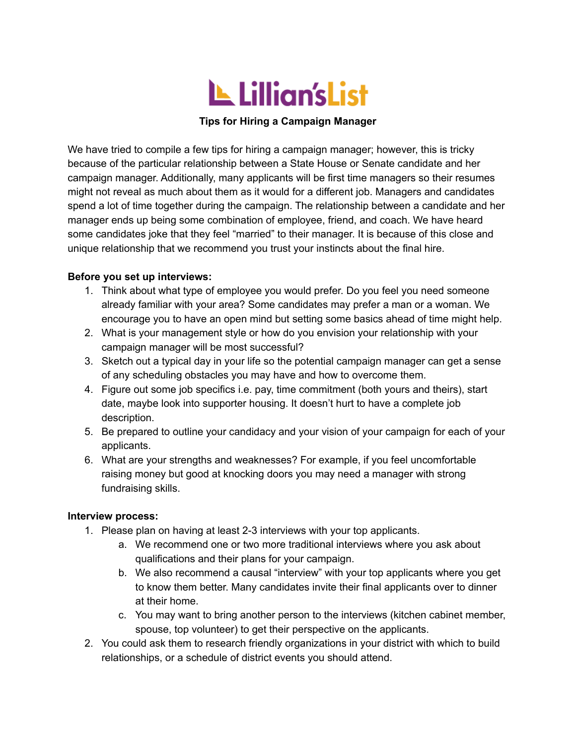# Lillian's List

## Tips for Hiring a Campaign Manager

We have tried to compile a few tips for hiring a campaign manager; however, this is tricky because of the particular relationship between a State House or Senate candidate and her campaign manager. Additionally, many applicants will be first time managers so their resumes might not reveal as much about them as it would for a different job. Managers and candidates spend a lot of time together during the campaign. The relationship between a candidate and her manager ends up being some combination of employee, friend, and coach. We have heard some candidates joke that they feel "married" to their manager. It is because of this close and unique relationship that we recommend you trust your instincts about the final hire.

**Before you set up interviews:**

1. Think about what type of employee you would prefer. Do you feel you need someone already familiar with your area? Some candidates may prefer a man or a woman. We encourage you to have an open mind but setting some basics ahead of time might help.
2. What is your management style or how do you envision your relationship with your campaign manager will be most successful?
3. Sketch out a typical day in your life so the potential campaign manager can get a sense of any scheduling obstacles you may have and how to overcome them.
4. Figure out some job specifics i.e. pay, time commitment (both yours and theirs), start date, maybe look into supporter housing. It doesn't hurt to have a complete job description.
5. Be prepared to outline your candidacy and your vision of your campaign for each of your applicants.
6. What are your strengths and weaknesses? For example, if you feel uncomfortable raising money but good at knocking doors you may need a manager with strong fundraising skills.

**Interview process:**

1. Please plan on having at least 2-3 interviews with your top applicants.
   a. We recommend one or two more traditional interviews where you ask about qualifications and their plans for your campaign.
   b. We also recommend a causal "interview" with your top applicants where you get to know them better. Many candidates invite their final applicants over to dinner at their home.
   c. You may want to bring another person to the interviews (kitchen cabinet member, spouse, top volunteer) to get their perspective on the applicants.
2. You could ask them to research friendly organizations in your district with which to build relationships, or a schedule of district events you should attend.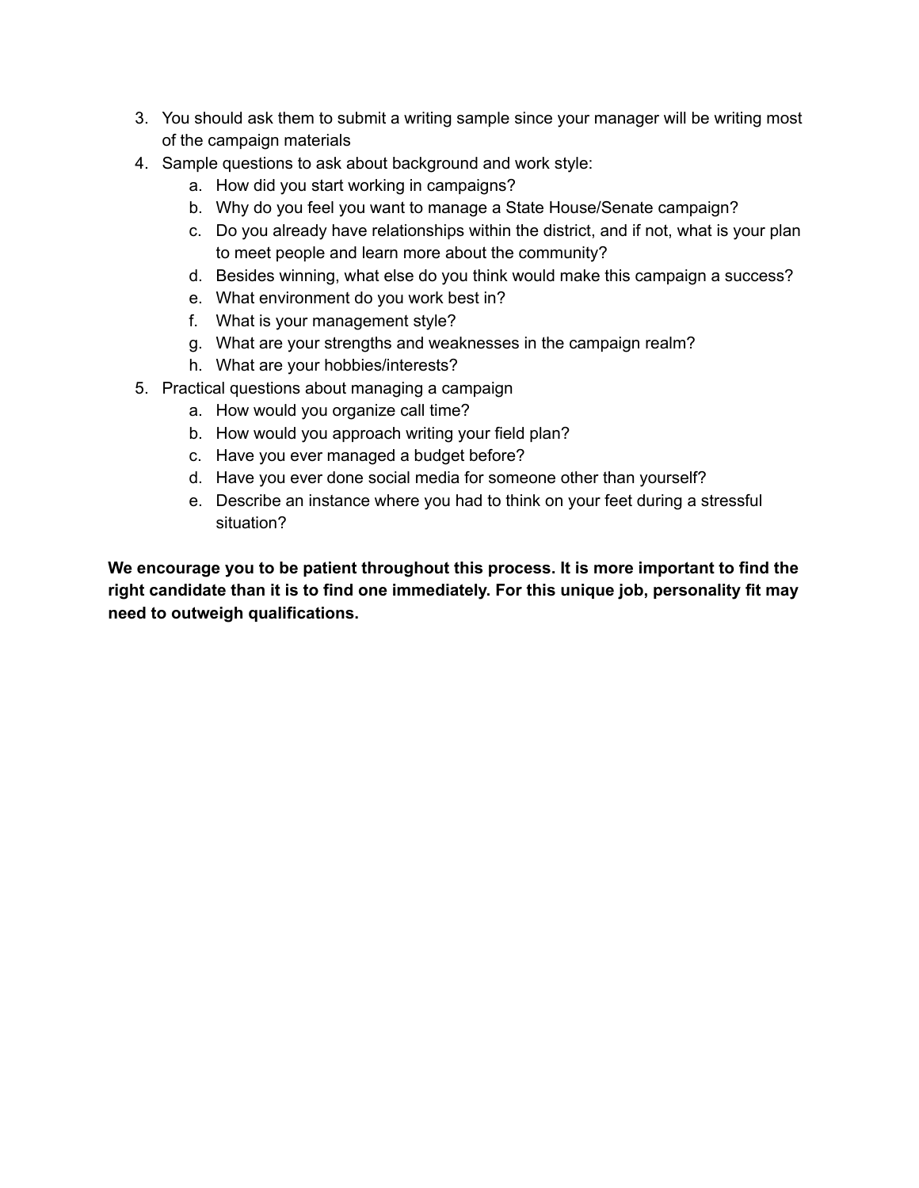3. You should ask them to submit a writing sample since your manager will be writing most of the campaign materials
4. Sample questions to ask about background and work style:
    a. How did you start working in campaigns?
    b. Why do you feel you want to manage a State House/Senate campaign?
    c. Do you already have relationships within the district, and if not, what is your plan to meet people and learn more about the community?
    d. Besides winning, what else do you think would make this campaign a success?
    e. What environment do you work best in?
    f. What is your management style?
    g. What are your strengths and weaknesses in the campaign realm?
    h. What are your hobbies/interests?
5. Practical questions about managing a campaign
    a. How would you organize call time?
    b. How would you approach writing your field plan?
    c. Have you ever managed a budget before?
    d. Have you ever done social media for someone other than yourself?
    e. Describe an instance where you had to think on your feet during a stressful situation?

**We encourage you to be patient throughout this process. It is more important to find the right candidate than it is to find one immediately. For this unique job, personality fit may need to outweigh qualifications.**